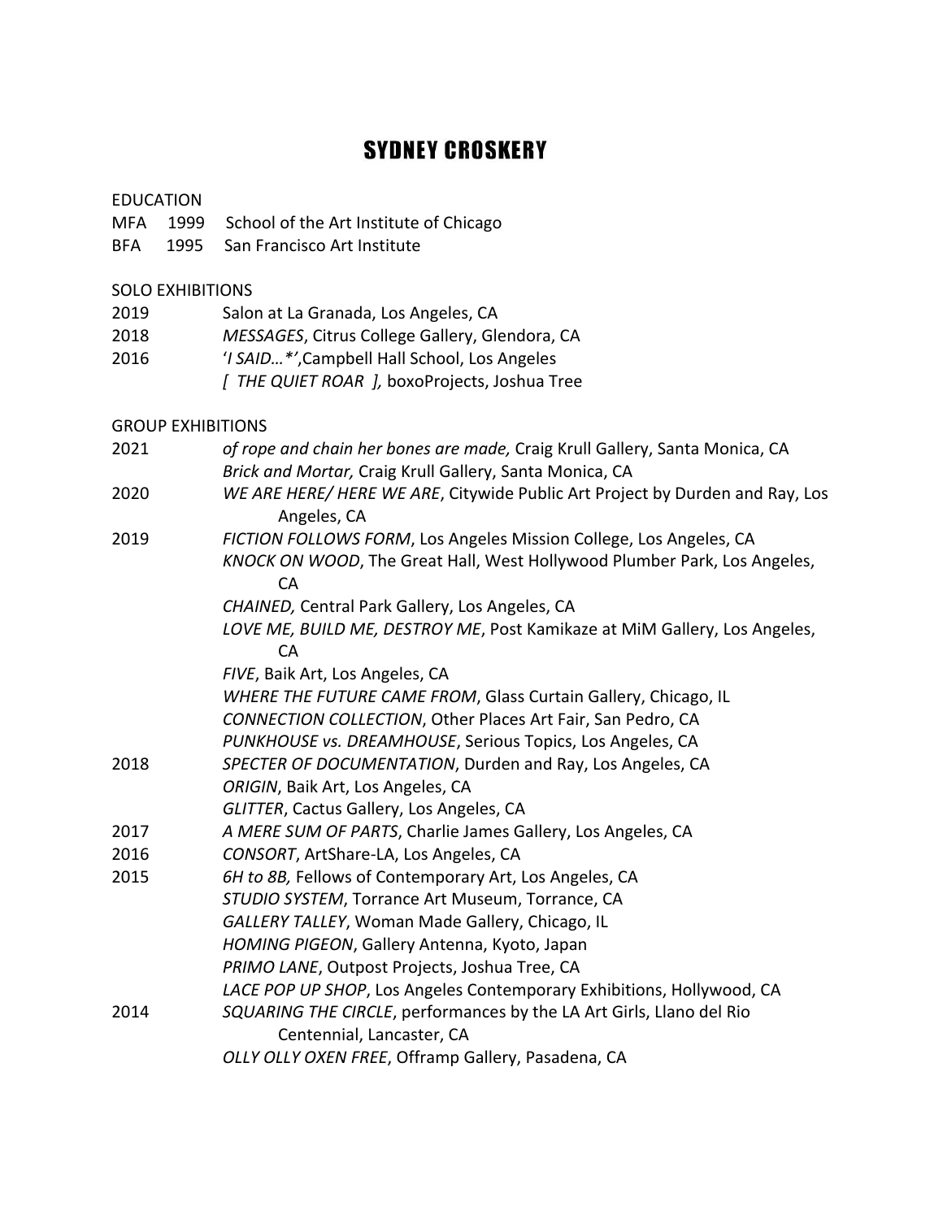# SYDNEY CROSKERY

## EDUCATION

MFA 1999 School of the Art Institute of Chicago
BFA 1995 San Francisco Art Institute

## SOLO EXHIBITIONS

2019 Salon at La Granada, Los Angeles, CA
2018 *MESSAGES*, Citrus College Gallery, Glendora, CA
2016 '*I SAID…*'*,Campbell Hall School, Los Angeles
*[ THE QUIET ROAR ],* boxoProjects, Joshua Tree

## GROUP EXHIBITIONS

2021 *of rope and chain her bones are made,* Craig Krull Gallery, Santa Monica, CA
*Brick and Mortar,* Craig Krull Gallery, Santa Monica, CA
2020 *WE ARE HERE/ HERE WE ARE*, Citywide Public Art Project by Durden and Ray, Los Angeles, CA
2019 *FICTION FOLLOWS FORM*, Los Angeles Mission College, Los Angeles, CA
*KNOCK ON WOOD*, The Great Hall, West Hollywood Plumber Park, Los Angeles, CA
*CHAINED,* Central Park Gallery, Los Angeles, CA
*LOVE ME, BUILD ME, DESTROY ME*, Post Kamikaze at MiM Gallery, Los Angeles, CA
*FIVE*, Baik Art, Los Angeles, CA
*WHERE THE FUTURE CAME FROM*, Glass Curtain Gallery, Chicago, IL
*CONNECTION COLLECTION*, Other Places Art Fair, San Pedro, CA
*PUNKHOUSE vs. DREAMHOUSE*, Serious Topics, Los Angeles, CA
2018 *SPECTER OF DOCUMENTATION*, Durden and Ray, Los Angeles, CA
*ORIGIN*, Baik Art, Los Angeles, CA
*GLITTER*, Cactus Gallery, Los Angeles, CA
2017 *A MERE SUM OF PARTS*, Charlie James Gallery, Los Angeles, CA
2016 *CONSORT*, ArtShare-LA, Los Angeles, CA
2015 *6H to 8B,* Fellows of Contemporary Art, Los Angeles, CA
*STUDIO SYSTEM*, Torrance Art Museum, Torrance, CA
*GALLERY TALLEY*, Woman Made Gallery, Chicago, IL
*HOMING PIGEON*, Gallery Antenna, Kyoto, Japan
*PRIMO LANE*, Outpost Projects, Joshua Tree, CA
*LACE POP UP SHOP*, Los Angeles Contemporary Exhibitions, Hollywood, CA
2014 *SQUARING THE CIRCLE*, performances by the LA Art Girls, Llano del Rio Centennial, Lancaster, CA
*OLLY OLLY OXEN FREE*, Offramp Gallery, Pasadena, CA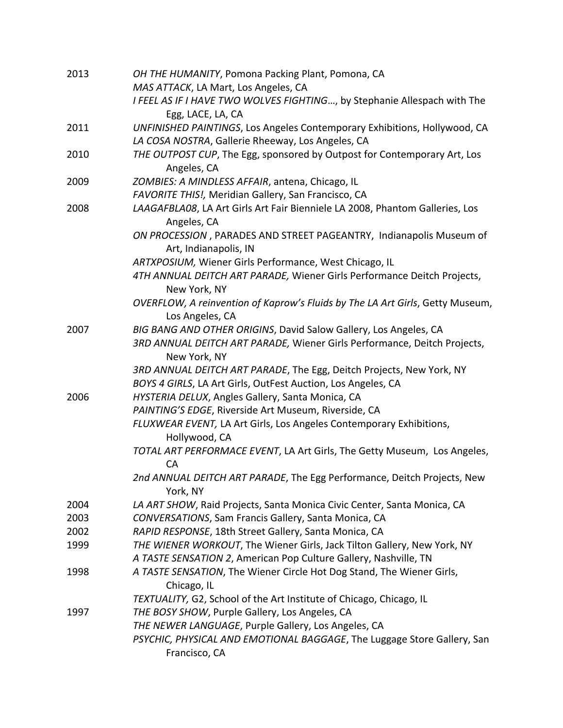2013 *OH THE HUMANITY*, Pomona Packing Plant, Pomona, CA
*MAS ATTACK*, LA Mart, Los Angeles, CA
*I FEEL AS IF I HAVE TWO WOLVES FIGHTING…*, by Stephanie Allespach with The Egg, LACE, LA, CA

2011 *UNFINISHED PAINTINGS*, Los Angeles Contemporary Exhibitions, Hollywood, CA
*LA COSA NOSTRA*, Gallerie Rheeway, Los Angeles, CA

2010 *THE OUTPOST CUP*, The Egg, sponsored by Outpost for Contemporary Art, Los Angeles, CA

2009 *ZOMBIES: A MINDLESS AFFAIR*, antena, Chicago, IL
*FAVORITE THIS!,* Meridian Gallery, San Francisco, CA

2008 *LAAGAFBLA08*, LA Art Girls Art Fair Bienniele LA 2008, Phantom Galleries, Los Angeles, CA
*ON PROCESSION* , PARADES AND STREET PAGEANTRY, Indianapolis Museum of Art, Indianapolis, IN
*ARTXPOSIUM,* Wiener Girls Performance, West Chicago, IL
*4TH ANNUAL DEITCH ART PARADE,* Wiener Girls Performance Deitch Projects, New York, NY
*OVERFLOW, A reinvention of Kaprow's Fluids by The LA Art Girls*, Getty Museum, Los Angeles, CA

2007 *BIG BANG AND OTHER ORIGINS*, David Salow Gallery, Los Angeles, CA
*3RD ANNUAL DEITCH ART PARADE,* Wiener Girls Performance, Deitch Projects, New York, NY
*3RD ANNUAL DEITCH ART PARADE*, The Egg, Deitch Projects, New York, NY
*BOYS 4 GIRLS*, LA Art Girls, OutFest Auction, Los Angeles, CA

2006 *HYSTERIA DELUX*, Angles Gallery, Santa Monica, CA
*PAINTING'S EDGE*, Riverside Art Museum, Riverside, CA
*FLUXWEAR EVENT,* LA Art Girls, Los Angeles Contemporary Exhibitions, Hollywood, CA
*TOTAL ART PERFORMACE EVENT*, LA Art Girls, The Getty Museum, Los Angeles, CA
*2nd ANNUAL DEITCH ART PARADE*, The Egg Performance, Deitch Projects, New York, NY

2004 *LA ART SHOW*, Raid Projects, Santa Monica Civic Center, Santa Monica, CA

2003 *CONVERSATIONS*, Sam Francis Gallery, Santa Monica, CA

2002 *RAPID RESPONSE*, 18th Street Gallery, Santa Monica, CA

1999 *THE WIENER WORKOUT*, The Wiener Girls, Jack Tilton Gallery, New York, NY
*A TASTE SENSATION 2*, American Pop Culture Gallery, Nashville, TN

1998 *A TASTE SENSATION*, The Wiener Circle Hot Dog Stand, The Wiener Girls, Chicago, IL
*TEXTUALITY,* G2, School of the Art Institute of Chicago, Chicago, IL

1997 *THE BOSY SHOW*, Purple Gallery, Los Angeles, CA
*THE NEWER LANGUAGE*, Purple Gallery, Los Angeles, CA
*PSYCHIC, PHYSICAL AND EMOTIONAL BAGGAGE*, The Luggage Store Gallery, San Francisco, CA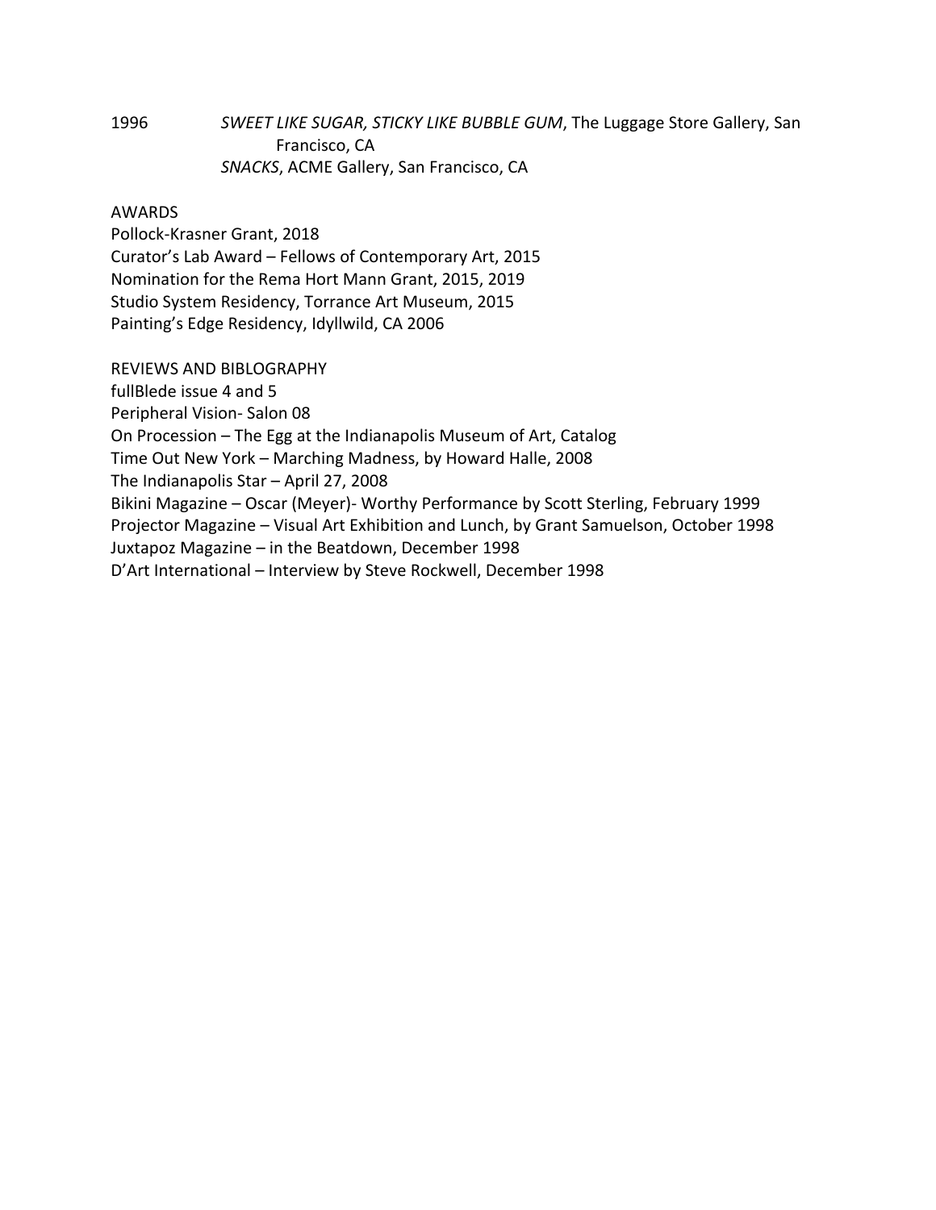1996 *SWEET LIKE SUGAR, STICKY LIKE BUBBLE GUM*, The Luggage Store Gallery, San Francisco, CA
*SNACKS*, ACME Gallery, San Francisco, CA

AWARDS

Pollock-Krasner Grant, 2018
Curator's Lab Award – Fellows of Contemporary Art, 2015
Nomination for the Rema Hort Mann Grant, 2015, 2019
Studio System Residency, Torrance Art Museum, 2015
Painting's Edge Residency, Idyllwild, CA 2006

REVIEWS AND BIBLOGRAPHY

fullBlede issue 4 and 5
Peripheral Vision- Salon 08
On Procession – The Egg at the Indianapolis Museum of Art, Catalog
Time Out New York – Marching Madness, by Howard Halle, 2008
The Indianapolis Star – April 27, 2008
Bikini Magazine – Oscar (Meyer)- Worthy Performance by Scott Sterling, February 1999
Projector Magazine – Visual Art Exhibition and Lunch, by Grant Samuelson, October 1998
Juxtapoz Magazine – in the Beatdown, December 1998
D'Art International – Interview by Steve Rockwell, December 1998